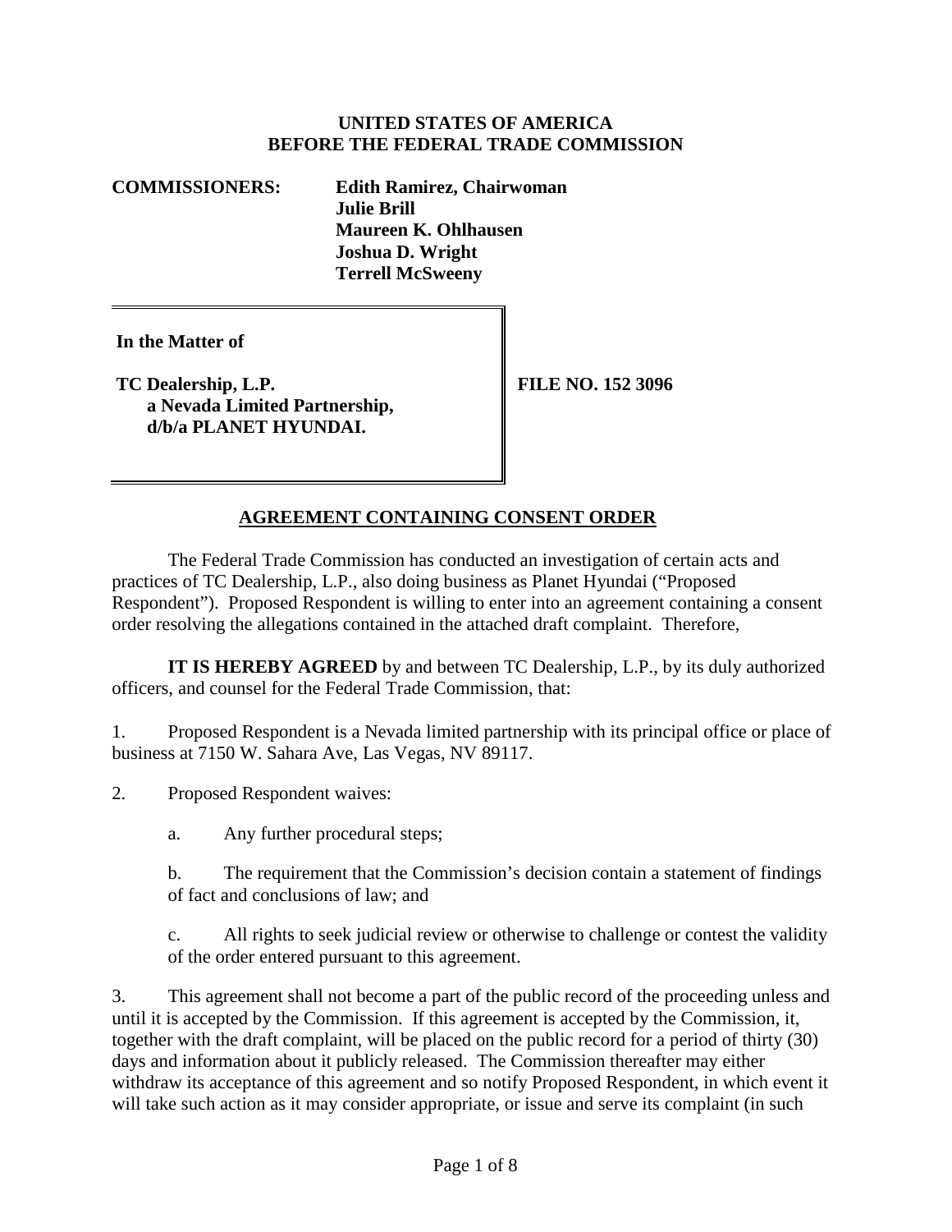**UNITED STATES OF AMERICA**
**BEFORE THE FEDERAL TRADE COMMISSION**

**COMMISSIONERS:** **Edith Ramirez, Chairwoman**
**Julie Brill**
**Maureen K. Ohlhausen**
**Joshua D. Wright**
**Terrell McSweeny**

| **In the Matter of**<br><br>**TC Dealership, L.P.**<br>**a Nevada Limited Partnership,**<br>**d/b/a PLANET HYUNDAI.** | **FILE NO. 152 3096** |
|---|---|

## AGREEMENT CONTAINING CONSENT ORDER

The Federal Trade Commission has conducted an investigation of certain acts and practices of TC Dealership, L.P., also doing business as Planet Hyundai ("Proposed Respondent"). Proposed Respondent is willing to enter into an agreement containing a consent order resolving the allegations contained in the attached draft complaint. Therefore,

**IT IS HEREBY AGREED** by and between TC Dealership, L.P., by its duly authorized officers, and counsel for the Federal Trade Commission, that:

1. Proposed Respondent is a Nevada limited partnership with its principal office or place of business at 7150 W. Sahara Ave, Las Vegas, NV 89117.

2. Proposed Respondent waives:

   a. Any further procedural steps;

   b. The requirement that the Commission's decision contain a statement of findings of fact and conclusions of law; and

   c. All rights to seek judicial review or otherwise to challenge or contest the validity of the order entered pursuant to this agreement.

3. This agreement shall not become a part of the public record of the proceeding unless and until it is accepted by the Commission. If this agreement is accepted by the Commission, it, together with the draft complaint, will be placed on the public record for a period of thirty (30) days and information about it publicly released. The Commission thereafter may either withdraw its acceptance of this agreement and so notify Proposed Respondent, in which event it will take such action as it may consider appropriate, or issue and serve its complaint (in such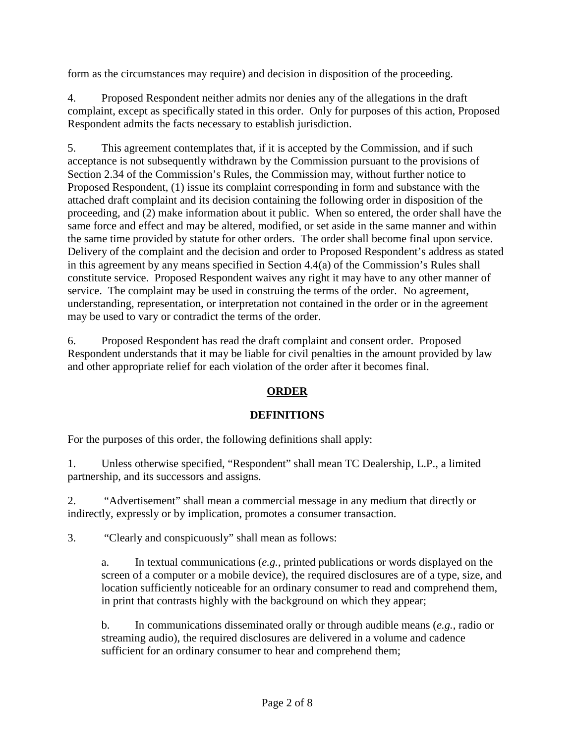form as the circumstances may require) and decision in disposition of the proceeding.

4. Proposed Respondent neither admits nor denies any of the allegations in the draft complaint, except as specifically stated in this order. Only for purposes of this action, Proposed Respondent admits the facts necessary to establish jurisdiction.

5. This agreement contemplates that, if it is accepted by the Commission, and if such acceptance is not subsequently withdrawn by the Commission pursuant to the provisions of Section 2.34 of the Commission's Rules, the Commission may, without further notice to Proposed Respondent, (1) issue its complaint corresponding in form and substance with the attached draft complaint and its decision containing the following order in disposition of the proceeding, and (2) make information about it public. When so entered, the order shall have the same force and effect and may be altered, modified, or set aside in the same manner and within the same time provided by statute for other orders. The order shall become final upon service. Delivery of the complaint and the decision and order to Proposed Respondent's address as stated in this agreement by any means specified in Section 4.4(a) of the Commission's Rules shall constitute service. Proposed Respondent waives any right it may have to any other manner of service. The complaint may be used in construing the terms of the order. No agreement, understanding, representation, or interpretation not contained in the order or in the agreement may be used to vary or contradict the terms of the order.

6. Proposed Respondent has read the draft complaint and consent order. Proposed Respondent understands that it may be liable for civil penalties in the amount provided by law and other appropriate relief for each violation of the order after it becomes final.

## ORDER

### DEFINITIONS

For the purposes of this order, the following definitions shall apply:

1. Unless otherwise specified, "Respondent" shall mean TC Dealership, L.P., a limited partnership, and its successors and assigns.

2. "Advertisement" shall mean a commercial message in any medium that directly or indirectly, expressly or by implication, promotes a consumer transaction.

3. "Clearly and conspicuously" shall mean as follows:

   a. In textual communications (*e.g.*, printed publications or words displayed on the screen of a computer or a mobile device), the required disclosures are of a type, size, and location sufficiently noticeable for an ordinary consumer to read and comprehend them, in print that contrasts highly with the background on which they appear;

   b. In communications disseminated orally or through audible means (*e.g.*, radio or streaming audio), the required disclosures are delivered in a volume and cadence sufficient for an ordinary consumer to hear and comprehend them;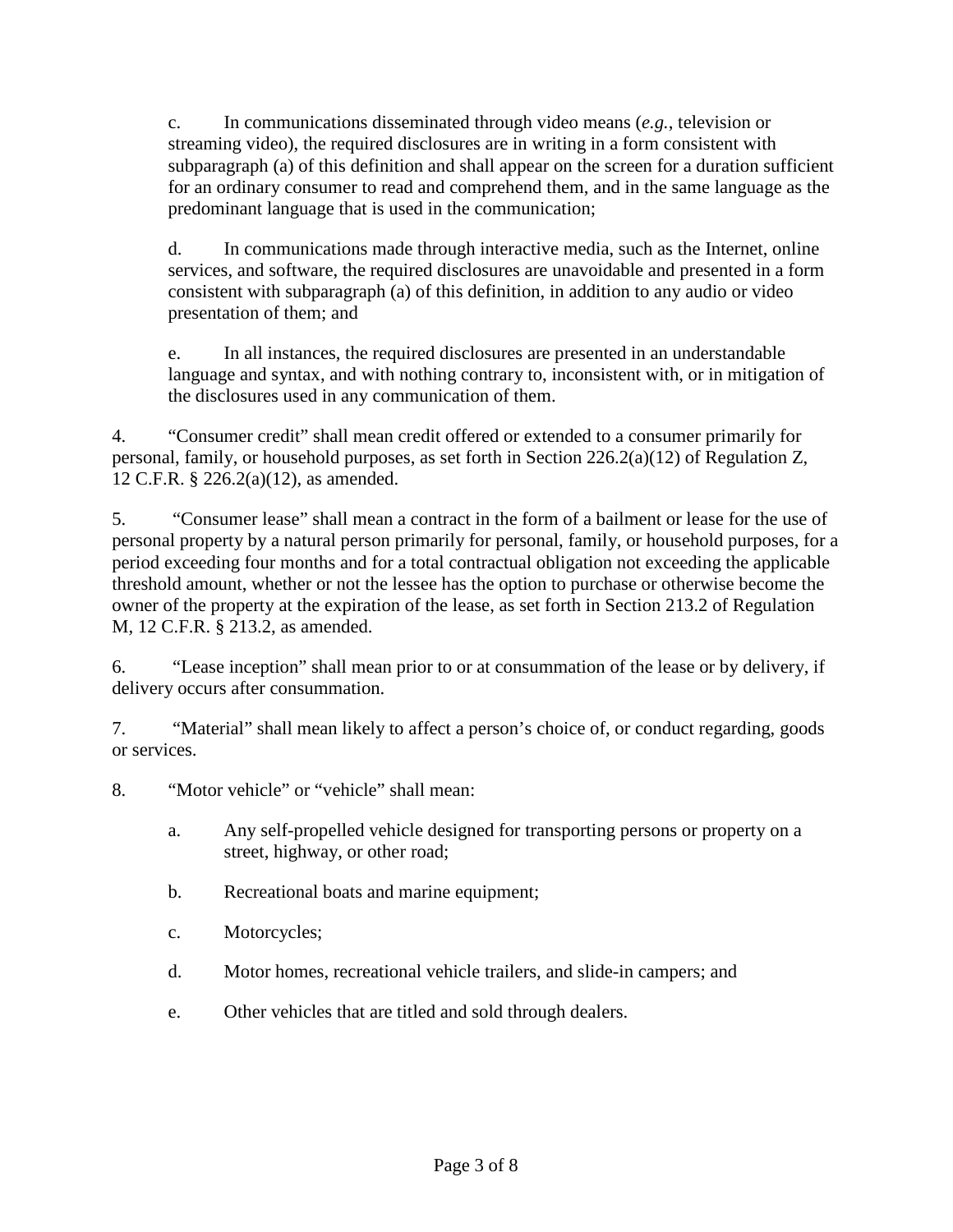c. In communications disseminated through video means (*e.g.*, television or streaming video), the required disclosures are in writing in a form consistent with subparagraph (a) of this definition and shall appear on the screen for a duration sufficient for an ordinary consumer to read and comprehend them, and in the same language as the predominant language that is used in the communication;

d. In communications made through interactive media, such as the Internet, online services, and software, the required disclosures are unavoidable and presented in a form consistent with subparagraph (a) of this definition, in addition to any audio or video presentation of them; and

e. In all instances, the required disclosures are presented in an understandable language and syntax, and with nothing contrary to, inconsistent with, or in mitigation of the disclosures used in any communication of them.

4. "Consumer credit" shall mean credit offered or extended to a consumer primarily for personal, family, or household purposes, as set forth in Section 226.2(a)(12) of Regulation Z, 12 C.F.R. § 226.2(a)(12), as amended.

5. "Consumer lease" shall mean a contract in the form of a bailment or lease for the use of personal property by a natural person primarily for personal, family, or household purposes, for a period exceeding four months and for a total contractual obligation not exceeding the applicable threshold amount, whether or not the lessee has the option to purchase or otherwise become the owner of the property at the expiration of the lease, as set forth in Section 213.2 of Regulation M, 12 C.F.R. § 213.2, as amended.

6. "Lease inception" shall mean prior to or at consummation of the lease or by delivery, if delivery occurs after consummation.

7. "Material" shall mean likely to affect a person's choice of, or conduct regarding, goods or services.

8. "Motor vehicle" or "vehicle" shall mean:

a. Any self-propelled vehicle designed for transporting persons or property on a street, highway, or other road;

b. Recreational boats and marine equipment;

c. Motorcycles;

d. Motor homes, recreational vehicle trailers, and slide-in campers; and

e. Other vehicles that are titled and sold through dealers.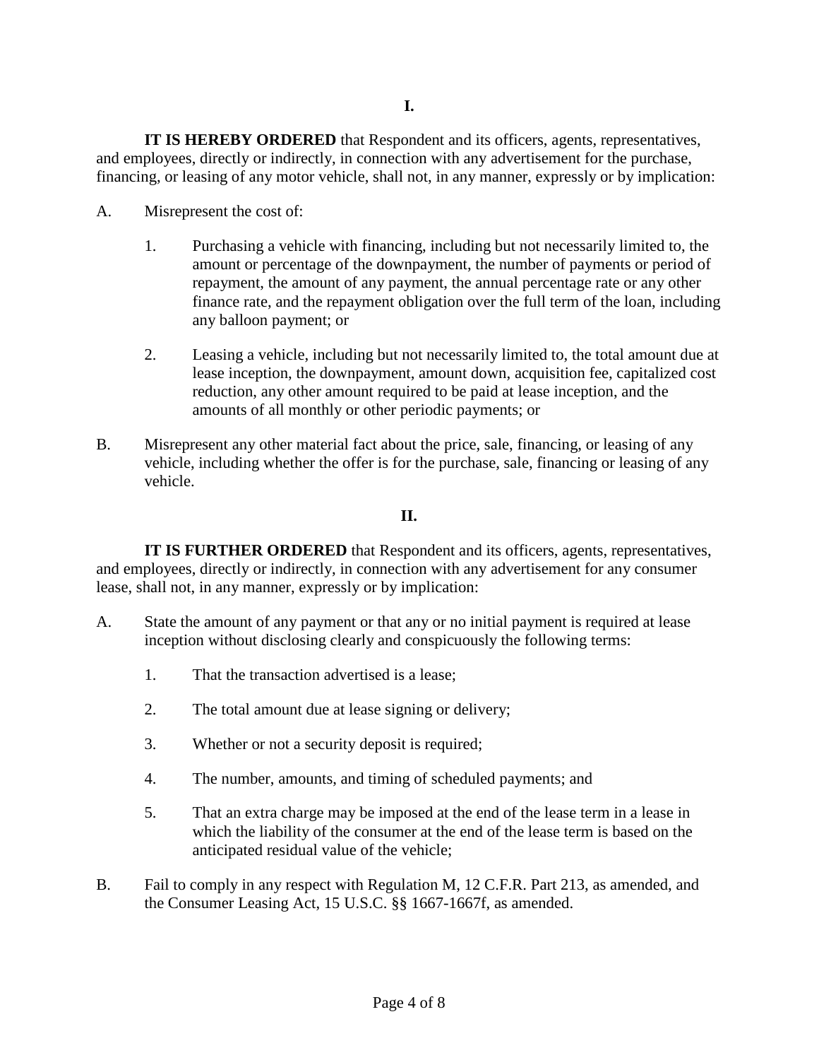**I.**

**IT IS HEREBY ORDERED** that Respondent and its officers, agents, representatives, and employees, directly or indirectly, in connection with any advertisement for the purchase, financing, or leasing of any motor vehicle, shall not, in any manner, expressly or by implication:

A. Misrepresent the cost of:

   1. Purchasing a vehicle with financing, including but not necessarily limited to, the amount or percentage of the downpayment, the number of payments or period of repayment, the amount of any payment, the annual percentage rate or any other finance rate, and the repayment obligation over the full term of the loan, including any balloon payment; or

   2. Leasing a vehicle, including but not necessarily limited to, the total amount due at lease inception, the downpayment, amount down, acquisition fee, capitalized cost reduction, any other amount required to be paid at lease inception, and the amounts of all monthly or other periodic payments; or

B. Misrepresent any other material fact about the price, sale, financing, or leasing of any vehicle, including whether the offer is for the purchase, sale, financing or leasing of any vehicle.

**II.**

**IT IS FURTHER ORDERED** that Respondent and its officers, agents, representatives, and employees, directly or indirectly, in connection with any advertisement for any consumer lease, shall not, in any manner, expressly or by implication:

A. State the amount of any payment or that any or no initial payment is required at lease inception without disclosing clearly and conspicuously the following terms:

   1. That the transaction advertised is a lease;

   2. The total amount due at lease signing or delivery;

   3. Whether or not a security deposit is required;

   4. The number, amounts, and timing of scheduled payments; and

   5. That an extra charge may be imposed at the end of the lease term in a lease in which the liability of the consumer at the end of the lease term is based on the anticipated residual value of the vehicle;

B. Fail to comply in any respect with Regulation M, 12 C.F.R. Part 213, as amended, and the Consumer Leasing Act, 15 U.S.C. §§ 1667-1667f, as amended.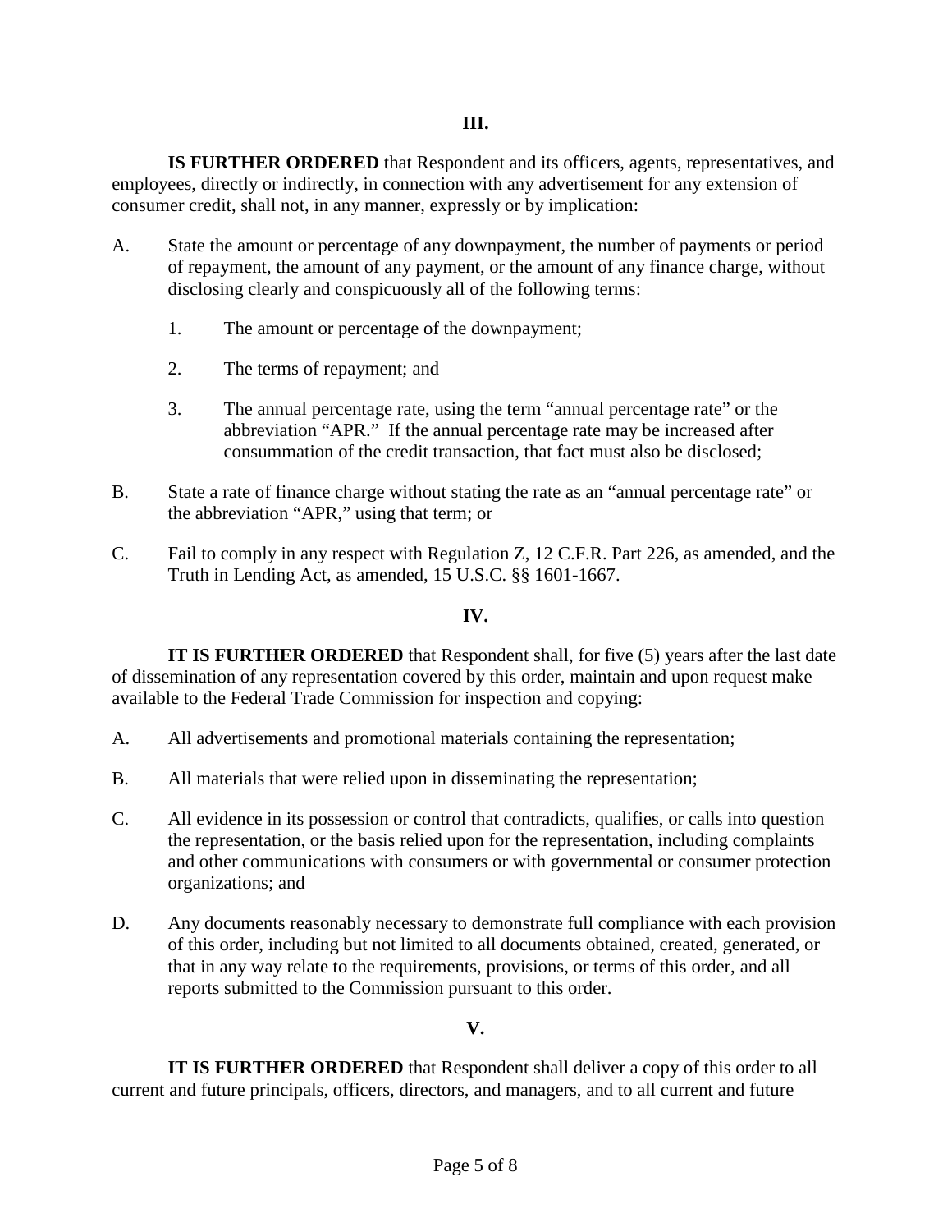**III.**

**IS FURTHER ORDERED** that Respondent and its officers, agents, representatives, and employees, directly or indirectly, in connection with any advertisement for any extension of consumer credit, shall not, in any manner, expressly or by implication:

A. State the amount or percentage of any downpayment, the number of payments or period of repayment, the amount of any payment, or the amount of any finance charge, without disclosing clearly and conspicuously all of the following terms:

   1. The amount or percentage of the downpayment;

   2. The terms of repayment; and

   3. The annual percentage rate, using the term "annual percentage rate" or the abbreviation "APR." If the annual percentage rate may be increased after consummation of the credit transaction, that fact must also be disclosed;

B. State a rate of finance charge without stating the rate as an "annual percentage rate" or the abbreviation "APR," using that term; or

C. Fail to comply in any respect with Regulation Z, 12 C.F.R. Part 226, as amended, and the Truth in Lending Act, as amended, 15 U.S.C. §§ 1601-1667.

**IV.**

**IT IS FURTHER ORDERED** that Respondent shall, for five (5) years after the last date of dissemination of any representation covered by this order, maintain and upon request make available to the Federal Trade Commission for inspection and copying:

A. All advertisements and promotional materials containing the representation;

B. All materials that were relied upon in disseminating the representation;

C. All evidence in its possession or control that contradicts, qualifies, or calls into question the representation, or the basis relied upon for the representation, including complaints and other communications with consumers or with governmental or consumer protection organizations; and

D. Any documents reasonably necessary to demonstrate full compliance with each provision of this order, including but not limited to all documents obtained, created, generated, or that in any way relate to the requirements, provisions, or terms of this order, and all reports submitted to the Commission pursuant to this order.

**V.**

**IT IS FURTHER ORDERED** that Respondent shall deliver a copy of this order to all current and future principals, officers, directors, and managers, and to all current and future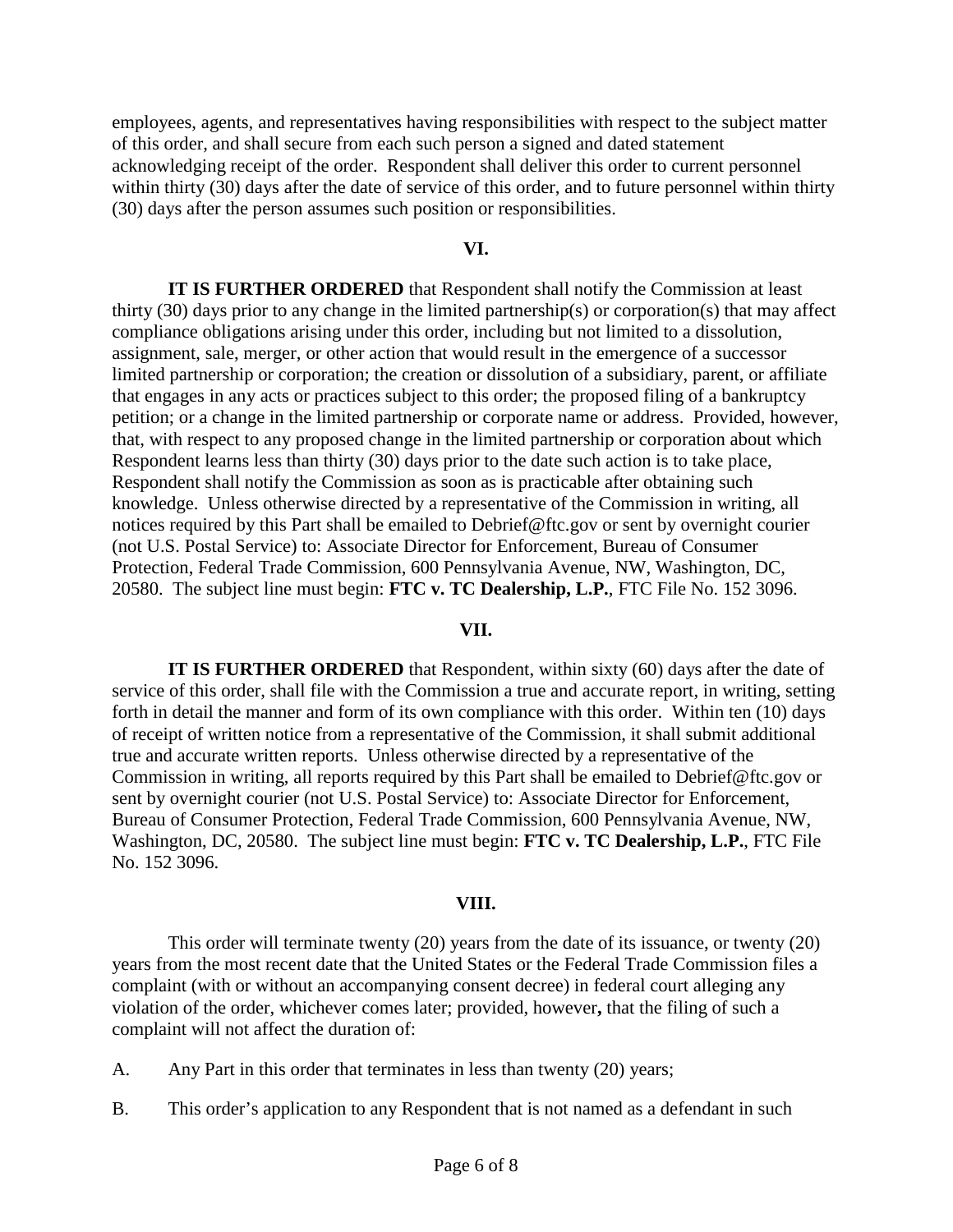employees, agents, and representatives having responsibilities with respect to the subject matter of this order, and shall secure from each such person a signed and dated statement acknowledging receipt of the order. Respondent shall deliver this order to current personnel within thirty (30) days after the date of service of this order, and to future personnel within thirty (30) days after the person assumes such position or responsibilities.

**VI.**

**IT IS FURTHER ORDERED** that Respondent shall notify the Commission at least thirty (30) days prior to any change in the limited partnership(s) or corporation(s) that may affect compliance obligations arising under this order, including but not limited to a dissolution, assignment, sale, merger, or other action that would result in the emergence of a successor limited partnership or corporation; the creation or dissolution of a subsidiary, parent, or affiliate that engages in any acts or practices subject to this order; the proposed filing of a bankruptcy petition; or a change in the limited partnership or corporate name or address. Provided, however, that, with respect to any proposed change in the limited partnership or corporation about which Respondent learns less than thirty (30) days prior to the date such action is to take place, Respondent shall notify the Commission as soon as is practicable after obtaining such knowledge. Unless otherwise directed by a representative of the Commission in writing, all notices required by this Part shall be emailed to Debrief@ftc.gov or sent by overnight courier (not U.S. Postal Service) to: Associate Director for Enforcement, Bureau of Consumer Protection, Federal Trade Commission, 600 Pennsylvania Avenue, NW, Washington, DC, 20580. The subject line must begin: **FTC v. TC Dealership, L.P.**, FTC File No. 152 3096.

**VII.**

**IT IS FURTHER ORDERED** that Respondent, within sixty (60) days after the date of service of this order, shall file with the Commission a true and accurate report, in writing, setting forth in detail the manner and form of its own compliance with this order. Within ten (10) days of receipt of written notice from a representative of the Commission, it shall submit additional true and accurate written reports. Unless otherwise directed by a representative of the Commission in writing, all reports required by this Part shall be emailed to Debrief@ftc.gov or sent by overnight courier (not U.S. Postal Service) to: Associate Director for Enforcement, Bureau of Consumer Protection, Federal Trade Commission, 600 Pennsylvania Avenue, NW, Washington, DC, 20580. The subject line must begin: **FTC v. TC Dealership, L.P.**, FTC File No. 152 3096.

**VIII.**

This order will terminate twenty (20) years from the date of its issuance, or twenty (20) years from the most recent date that the United States or the Federal Trade Commission files a complaint (with or without an accompanying consent decree) in federal court alleging any violation of the order, whichever comes later; provided, however**,** that the filing of such a complaint will not affect the duration of:

A. Any Part in this order that terminates in less than twenty (20) years;

B. This order's application to any Respondent that is not named as a defendant in such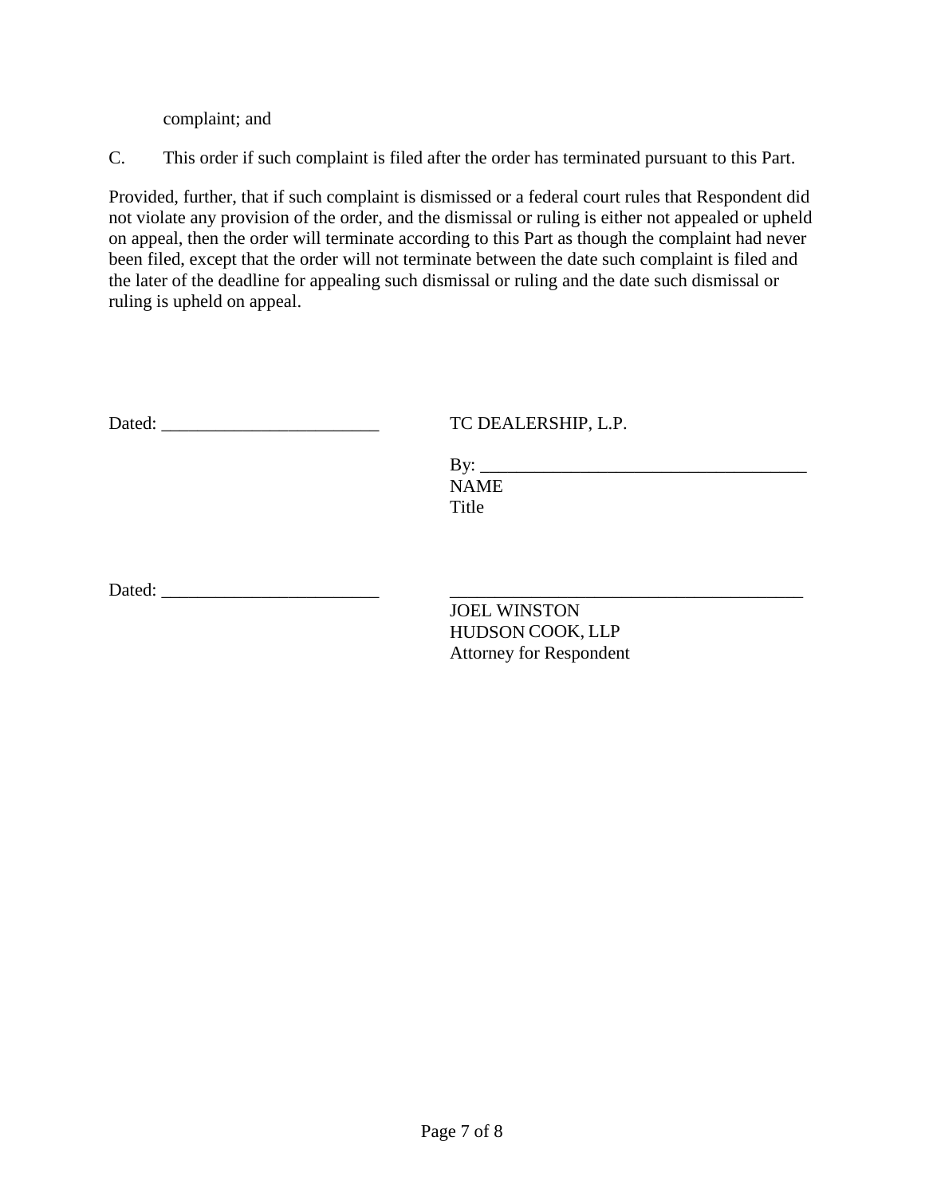complaint; and

C. This order if such complaint is filed after the order has terminated pursuant to this Part.

Provided, further, that if such complaint is dismissed or a federal court rules that Respondent did not violate any provision of the order, and the dismissal or ruling is either not appealed or upheld on appeal, then the order will terminate according to this Part as though the complaint had never been filed, except that the order will not terminate between the date such complaint is filed and the later of the deadline for appealing such dismissal or ruling and the date such dismissal or ruling is upheld on appeal.

Dated: ________________________

TC DEALERSHIP, L.P.

By: ____________________________________
NAME
Title

Dated: ________________________

________________________________________
JOEL WINSTON
HUDSON COOK, LLP
Attorney for Respondent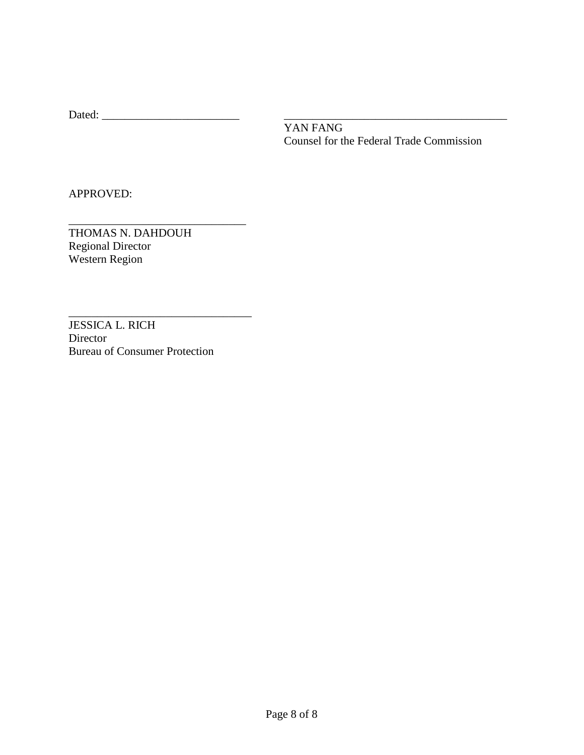Dated: ________________________ \_\_\_\_\_\_\_\_\_\_\_\_\_\_\_\_\_\_\_\_\_\_\_\_\_\_\_\_\_\_\_\_\_\_\_\_\_\_\_\_

YAN FANG
Counsel for the Federal Trade Commission

APPROVED:

______________________________
THOMAS N. DAHDOUH
Regional Director
Western Region

________________________________
JESSICA L. RICH
Director
Bureau of Consumer Protection